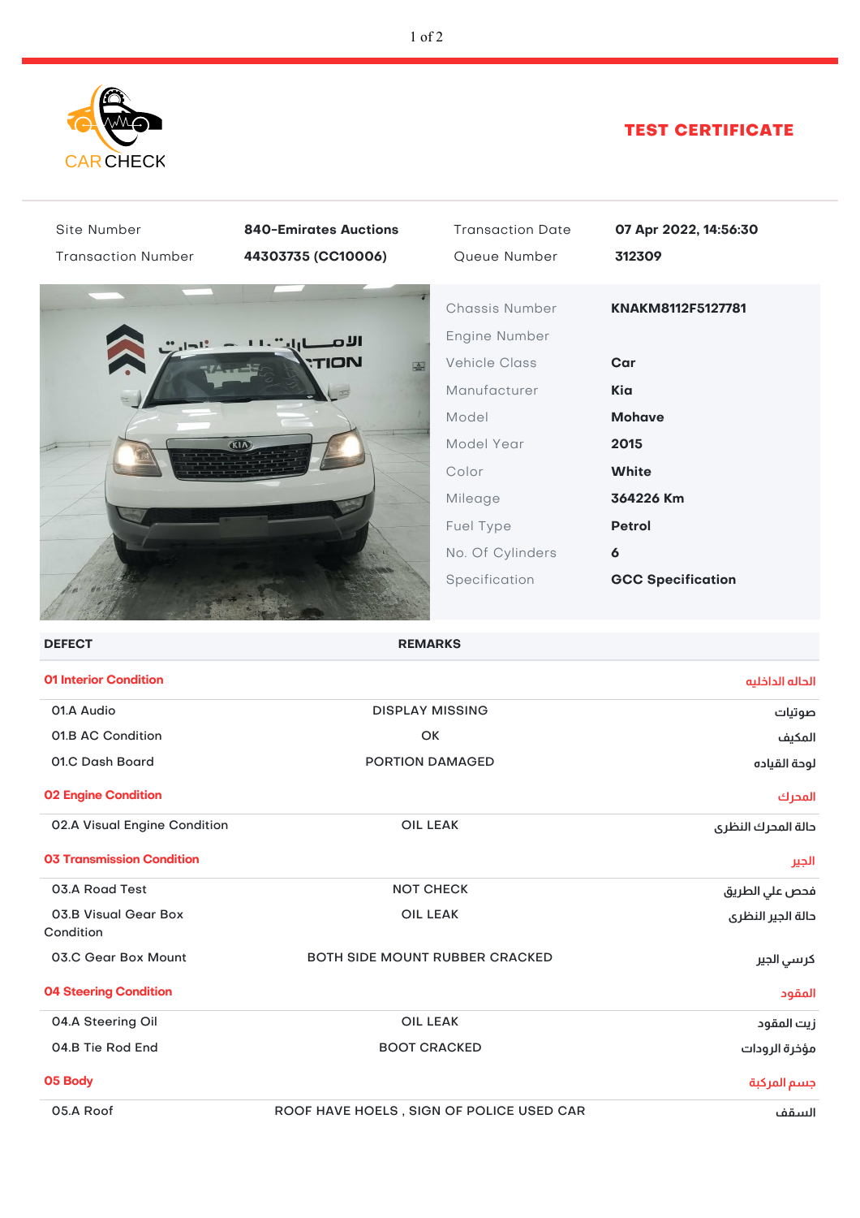CAR CHECK

# TEST CERTIFICATE

| | | | |
|---|---|---|---|
| Site Number | **840-Emirates Auctions** | Transaction Date | **07 Apr 2022, 14:56:30** |
| Transaction Number | **44303735 (CC10006)** | Queue Number | **312309** |

| | |
|---|---|
| Chassis Number | **KNAKM8112F5127781** |
| Engine Number | |
| Vehicle Class | **Car** |
| Manufacturer | **Kia** |
| Model | **Mohave** |
| Model Year | **2015** |
| Color | **White** |
| Mileage | **364226 Km** |
| Fuel Type | **Petrol** |
| No. Of Cylinders | **6** |
| Specification | **GCC Specification** |

| DEFECT | REMARKS | |
|---|---|---|
| **01 Interior Condition** | | **الحاله الداخليه** |
| 01.A Audio | DISPLAY MISSING | صوتيات |
| 01.B AC Condition | OK | المكيف |
| 01.C Dash Board | PORTION DAMAGED | لوحة القياده |
| **02 Engine Condition** | | **المحرك** |
| 02.A Visual Engine Condition | OIL LEAK | حالة المحرك النظرى |
| **03 Transmission Condition** | | **الجير** |
| 03.A Road Test | NOT CHECK | فحص علي الطريق |
| 03.B Visual Gear Box Condition | OIL LEAK | حالة الجير النظرى |
| 03.C Gear Box Mount | BOTH SIDE MOUNT RUBBER CRACKED | كرسي الجير |
| **04 Steering Condition** | | **المقود** |
| 04.A Steering Oil | OIL LEAK | زيت المقود |
| 04.B Tie Rod End | BOOT CRACKED | مؤخرة الرودات |
| **05 Body** | | **جسم المركبة** |
| 05.A Roof | ROOF HAVE HOELS , SIGN OF POLICE USED CAR | السقف |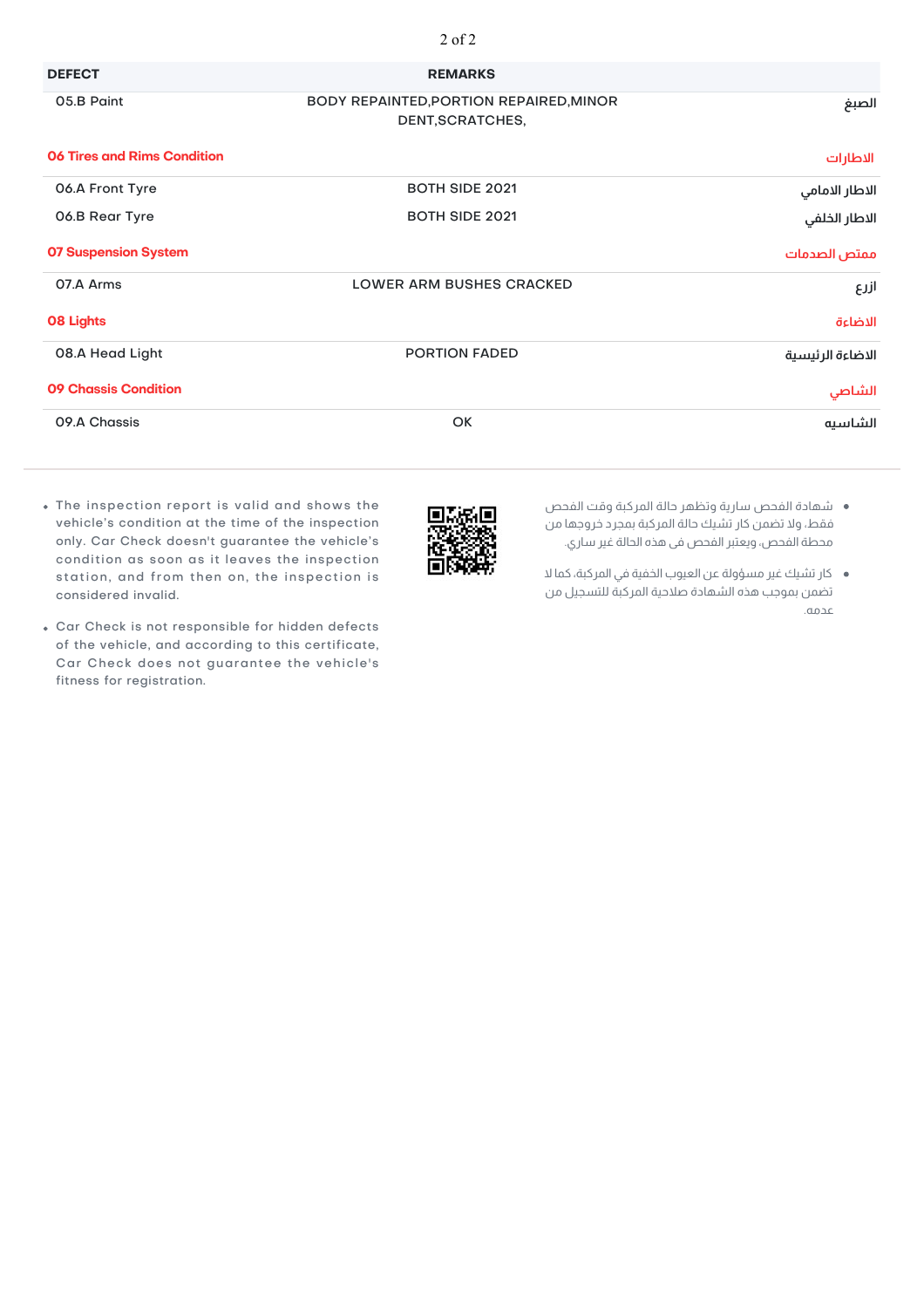| DEFECT | REMARKS | |
|---|---|---|
| 05.B Paint | BODY REPAINTED,PORTION REPAIRED,MINOR DENT,SCRATCHES, | الصبغ |
| **06 Tires and Rims Condition** | | **الاطارات** |
| 06.A Front Tyre | BOTH SIDE 2021 | الاطار الامامي |
| 06.B Rear Tyre | BOTH SIDE 2021 | الاطار الخلفي |
| **07 Suspension System** | | **ممتص الصدمات** |
| 07.A Arms | LOWER ARM BUSHES CRACKED | ازرع |
| **08 Lights** | | **الاضاءة** |
| 08.A Head Light | PORTION FADED | الاضاءة الرئيسية |
| **09 Chassis Condition** | | **الشاصي** |
| 09.A Chassis | OK | الشاسيه |

- The inspection report is valid and shows the vehicle's condition at the time of the inspection only. Car Check doesn't guarantee the vehicle's condition as soon as it leaves the inspection station, and from then on, the inspection is considered invalid.
- Car Check is not responsible for hidden defects of the vehicle, and according to this certificate, Car Check does not guarantee the vehicle's fitness for registration.

- شهادة الفحص سارية وتظهر حالة المركبة وقت الفحص فقط، ولا تضمن كار تشيك حالة المركبة بمجرد خروجها من محطة الفحص، ويعتبر الفحص فى هذه الحالة غير ساري.
- كار تشيك غير مسؤولة عن العيوب الخفية في المركبة، كما لا تضمن بموجب هذه الشهادة صلاحية المركبة للتسجيل من عدمه.